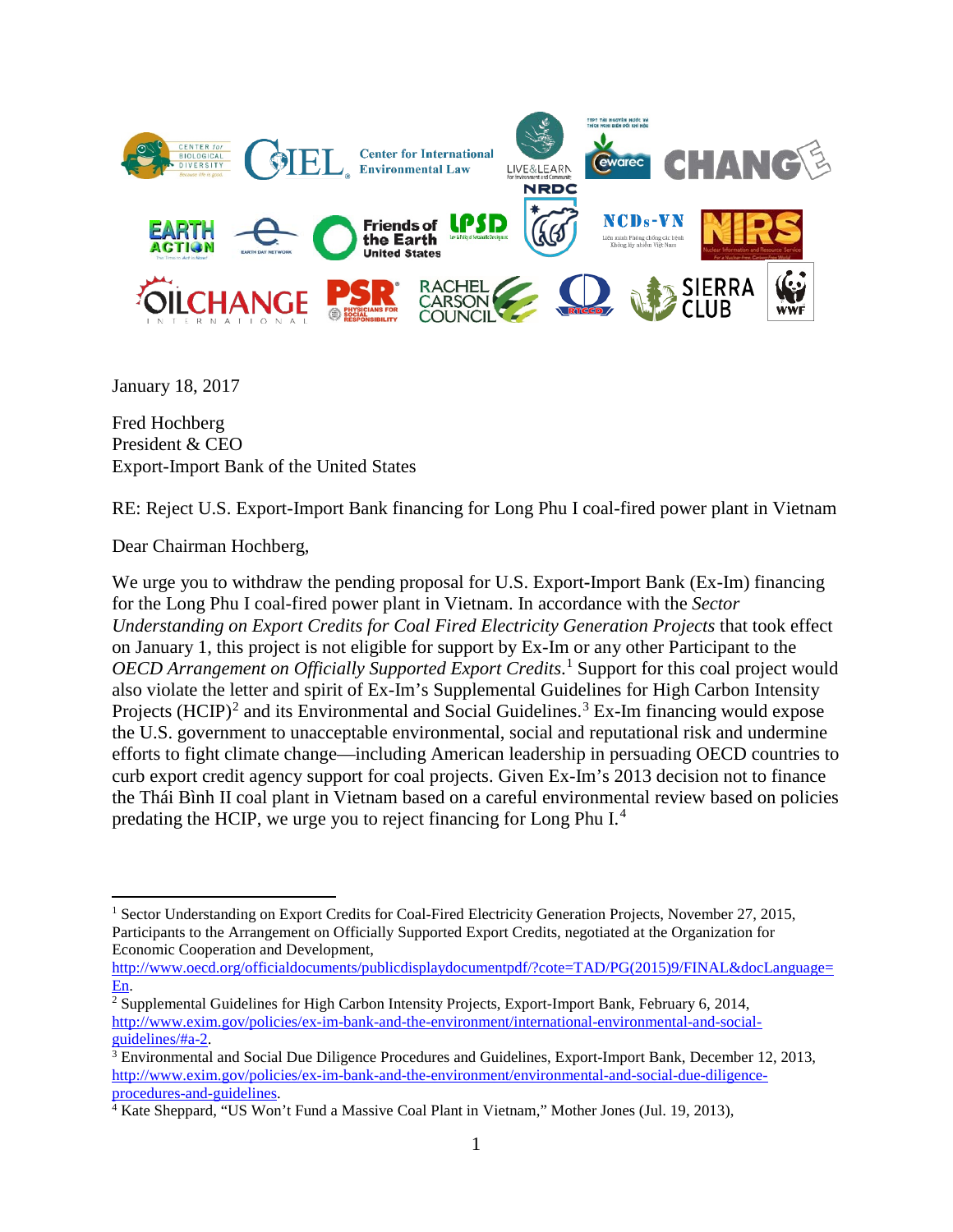January 18, 2017

Fred Hochberg
President & CEO
Export-Import Bank of the United States

RE: Reject U.S. Export-Import Bank financing for Long Phu I coal-fired power plant in Vietnam

Dear Chairman Hochberg,

We urge you to withdraw the pending proposal for U.S. Export-Import Bank (Ex-Im) financing for the Long Phu I coal-fired power plant in Vietnam. In accordance with the *Sector Understanding on Export Credits for Coal Fired Electricity Generation Projects* that took effect on January 1, this project is not eligible for support by Ex-Im or any other Participant to the *OECD Arrangement on Officially Supported Export Credits*.[1] Support for this coal project would also violate the letter and spirit of Ex-Im's Supplemental Guidelines for High Carbon Intensity Projects (HCIP)[2] and its Environmental and Social Guidelines.[3] Ex-Im financing would expose the U.S. government to unacceptable environmental, social and reputational risk and undermine efforts to fight climate change—including American leadership in persuading OECD countries to curb export credit agency support for coal projects. Given Ex-Im's 2013 decision not to finance the Thái Bình II coal plant in Vietnam based on a careful environmental review based on policies predating the HCIP, we urge you to reject financing for Long Phu I.[4]

---

[1] Sector Understanding on Export Credits for Coal-Fired Electricity Generation Projects, November 27, 2015, Participants to the Arrangement on Officially Supported Export Credits, negotiated at the Organization for Economic Cooperation and Development, http://www.oecd.org/officialdocuments/publicdisplaydocumentpdf/?cote=TAD/PG(2015)9/FINAL&docLanguage=En.

[2] Supplemental Guidelines for High Carbon Intensity Projects, Export-Import Bank, February 6, 2014, http://www.exim.gov/policies/ex-im-bank-and-the-environment/international-environmental-and-social-guidelines/#a-2.

[3] Environmental and Social Due Diligence Procedures and Guidelines, Export-Import Bank, December 12, 2013, http://www.exim.gov/policies/ex-im-bank-and-the-environment/environmental-and-social-due-diligence-procedures-and-guidelines.

[4] Kate Sheppard, "US Won't Fund a Massive Coal Plant in Vietnam," Mother Jones (Jul. 19, 2013),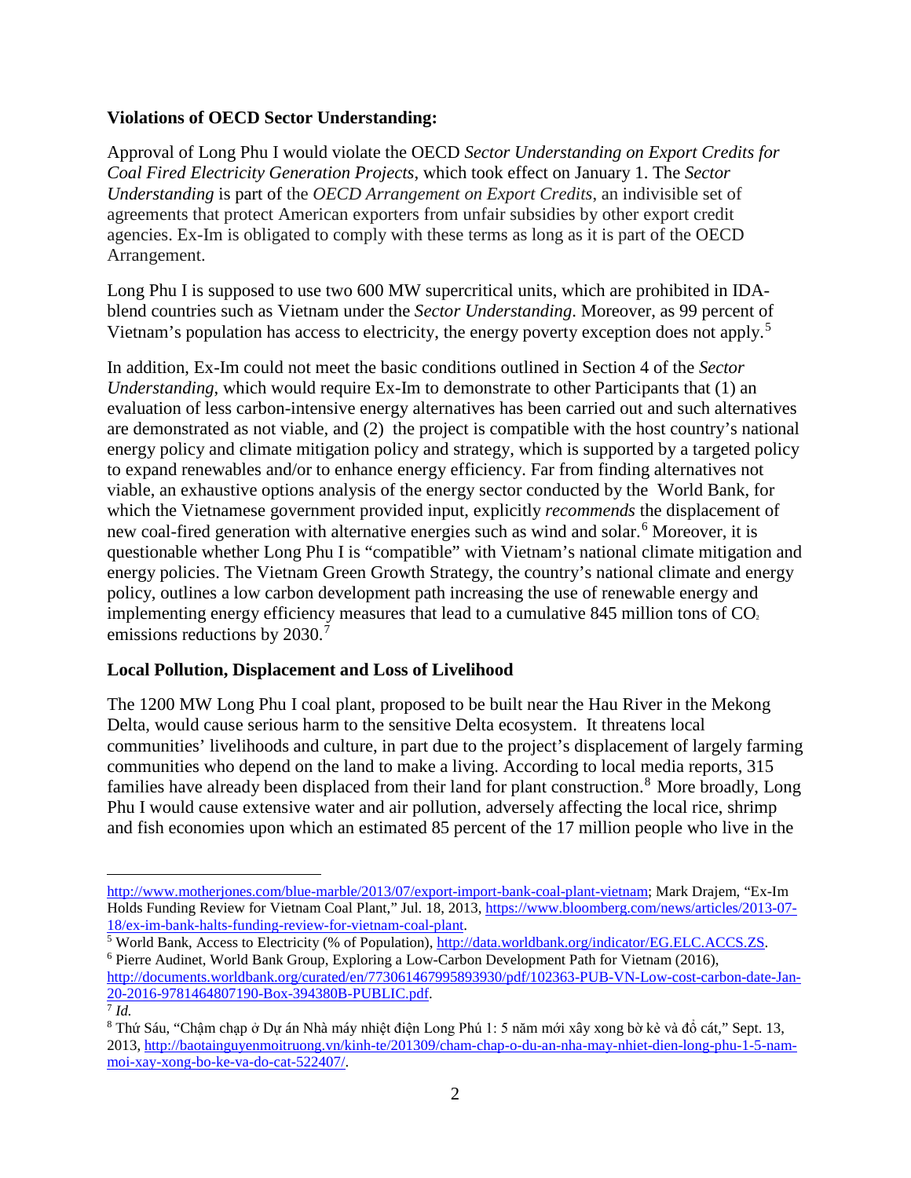**Violations of OECD Sector Understanding:**

Approval of Long Phu I would violate the OECD *Sector Understanding on Export Credits for Coal Fired Electricity Generation Projects*, which took effect on January 1. The *Sector Understanding* is part of the *OECD Arrangement on Export Credits*, an indivisible set of agreements that protect American exporters from unfair subsidies by other export credit agencies. Ex-Im is obligated to comply with these terms as long as it is part of the OECD Arrangement.

Long Phu I is supposed to use two 600 MW supercritical units, which are prohibited in IDA-blend countries such as Vietnam under the *Sector Understanding*. Moreover, as 99 percent of Vietnam's population has access to electricity, the energy poverty exception does not apply.[5]

In addition, Ex-Im could not meet the basic conditions outlined in Section 4 of the *Sector Understanding*, which would require Ex-Im to demonstrate to other Participants that (1) an evaluation of less carbon-intensive energy alternatives has been carried out and such alternatives are demonstrated as not viable, and (2) the project is compatible with the host country's national energy policy and climate mitigation policy and strategy, which is supported by a targeted policy to expand renewables and/or to enhance energy efficiency. Far from finding alternatives not viable, an exhaustive options analysis of the energy sector conducted by the World Bank, for which the Vietnamese government provided input, explicitly *recommends* the displacement of new coal-fired generation with alternative energies such as wind and solar.[6] Moreover, it is questionable whether Long Phu I is "compatible" with Vietnam's national climate mitigation and energy policies. The Vietnam Green Growth Strategy, the country's national climate and energy policy, outlines a low carbon development path increasing the use of renewable energy and implementing energy efficiency measures that lead to a cumulative 845 million tons of $CO_2$ emissions reductions by 2030.[7]

**Local Pollution, Displacement and Loss of Livelihood**

The 1200 MW Long Phu I coal plant, proposed to be built near the Hau River in the Mekong Delta, would cause serious harm to the sensitive Delta ecosystem. It threatens local communities' livelihoods and culture, in part due to the project's displacement of largely farming communities who depend on the land to make a living. According to local media reports, 315 families have already been displaced from their land for plant construction.[8] More broadly, Long Phu I would cause extensive water and air pollution, adversely affecting the local rice, shrimp and fish economies upon which an estimated 85 percent of the 17 million people who live in the

---

http://www.motherjones.com/blue-marble/2013/07/export-import-bank-coal-plant-vietnam; Mark Drajem, "Ex-Im Holds Funding Review for Vietnam Coal Plant," Jul. 18, 2013, https://www.bloomberg.com/news/articles/2013-07-18/ex-im-bank-halts-funding-review-for-vietnam-coal-plant.

[5] World Bank, Access to Electricity (% of Population), http://data.worldbank.org/indicator/EG.ELC.ACCS.ZS.

[6] Pierre Audinet, World Bank Group, Exploring a Low-Carbon Development Path for Vietnam (2016), http://documents.worldbank.org/curated/en/773061467995893930/pdf/102363-PUB-VN-Low-cost-carbon-date-Jan-20-2016-9781464807190-Box-394380B-PUBLIC.pdf.

[7] *Id.*

[8] Thứ Sáu, "Chậm chạp ở Dự án Nhà máy nhiệt điện Long Phú 1: 5 năm mới xây xong bờ kè và đổ cát," Sept. 13, 2013, http://baotainguyenmoitruong.vn/kinh-te/201309/cham-chap-o-du-an-nha-may-nhiet-dien-long-phu-1-5-nam-moi-xay-xong-bo-ke-va-do-cat-522407/.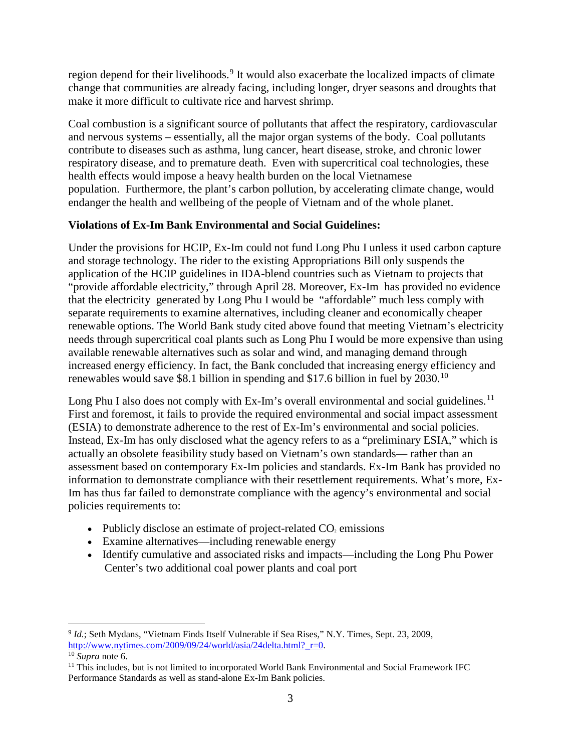region depend for their livelihoods.[9] It would also exacerbate the localized impacts of climate change that communities are already facing, including longer, dryer seasons and droughts that make it more difficult to cultivate rice and harvest shrimp.

Coal combustion is a significant source of pollutants that affect the respiratory, cardiovascular and nervous systems – essentially, all the major organ systems of the body. Coal pollutants contribute to diseases such as asthma, lung cancer, heart disease, stroke, and chronic lower respiratory disease, and to premature death. Even with supercritical coal technologies, these health effects would impose a heavy health burden on the local Vietnamese population. Furthermore, the plant's carbon pollution, by accelerating climate change, would endanger the health and wellbeing of the people of Vietnam and of the whole planet.

**Violations of Ex-Im Bank Environmental and Social Guidelines:**

Under the provisions for HCIP, Ex-Im could not fund Long Phu I unless it used carbon capture and storage technology. The rider to the existing Appropriations Bill only suspends the application of the HCIP guidelines in IDA-blend countries such as Vietnam to projects that "provide affordable electricity," through April 28. Moreover, Ex-Im has provided no evidence that the electricity generated by Long Phu I would be "affordable" much less comply with separate requirements to examine alternatives, including cleaner and economically cheaper renewable options. The World Bank study cited above found that meeting Vietnam's electricity needs through supercritical coal plants such as Long Phu I would be more expensive than using available renewable alternatives such as solar and wind, and managing demand through increased energy efficiency. In fact, the Bank concluded that increasing energy efficiency and renewables would save $8.1 billion in spending and $17.6 billion in fuel by 2030.[10]

Long Phu I also does not comply with Ex-Im's overall environmental and social guidelines.[11] First and foremost, it fails to provide the required environmental and social impact assessment (ESIA) to demonstrate adherence to the rest of Ex-Im's environmental and social policies. Instead, Ex-Im has only disclosed what the agency refers to as a "preliminary ESIA," which is actually an obsolete feasibility study based on Vietnam's own standards— rather than an assessment based on contemporary Ex-Im policies and standards. Ex-Im Bank has provided no information to demonstrate compliance with their resettlement requirements. What's more, Ex-Im has thus far failed to demonstrate compliance with the agency's environmental and social policies requirements to:

- Publicly disclose an estimate of project-related $CO_2$ emissions
- Examine alternatives—including renewable energy
- Identify cumulative and associated risks and impacts—including the Long Phu Power Center's two additional coal power plants and coal port

[9] *Id.*; Seth Mydans, "Vietnam Finds Itself Vulnerable if Sea Rises," N.Y. Times, Sept. 23, 2009, http://www.nytimes.com/2009/09/24/world/asia/24delta.html?_r=0.

[10] *Supra* note 6.

[11] This includes, but is not limited to incorporated World Bank Environmental and Social Framework IFC Performance Standards as well as stand-alone Ex-Im Bank policies.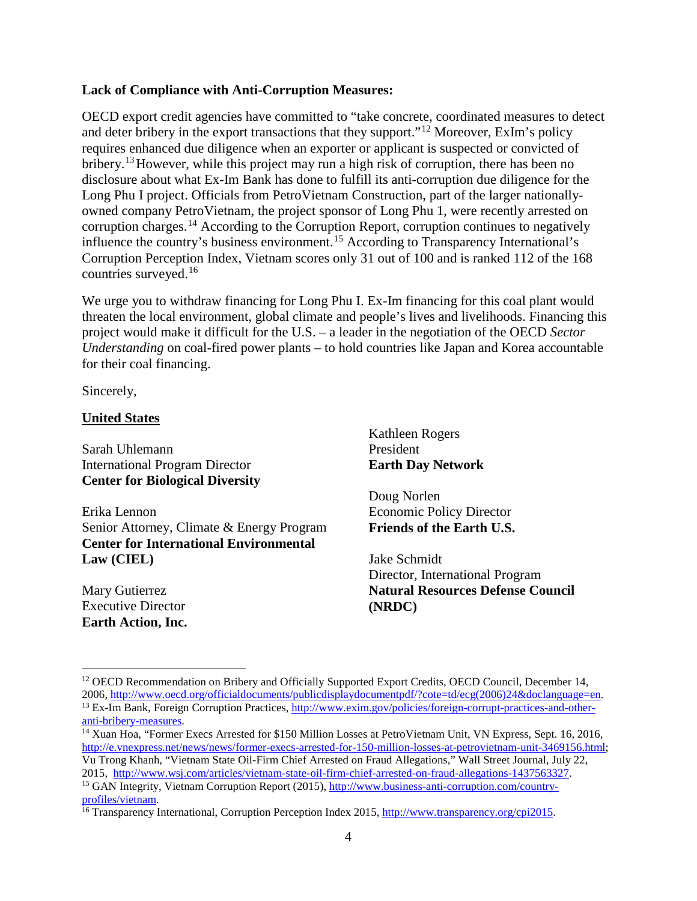**Lack of Compliance with Anti-Corruption Measures:**

OECD export credit agencies have committed to "take concrete, coordinated measures to detect and deter bribery in the export transactions that they support."[12] Moreover, ExIm's policy requires enhanced due diligence when an exporter or applicant is suspected or convicted of bribery.[13] However, while this project may run a high risk of corruption, there has been no disclosure about what Ex-Im Bank has done to fulfill its anti-corruption due diligence for the Long Phu I project. Officials from PetroVietnam Construction, part of the larger nationally-owned company PetroVietnam, the project sponsor of Long Phu 1, were recently arrested on corruption charges.[14] According to the Corruption Report, corruption continues to negatively influence the country's business environment.[15] According to Transparency International's Corruption Perception Index, Vietnam scores only 31 out of 100 and is ranked 112 of the 168 countries surveyed.[16]

We urge you to withdraw financing for Long Phu I. Ex-Im financing for this coal plant would threaten the local environment, global climate and people's lives and livelihoods. Financing this project would make it difficult for the U.S. – a leader in the negotiation of the OECD *Sector Understanding* on coal-fired power plants – to hold countries like Japan and Korea accountable for their coal financing.

Sincerely,

**United States**

Sarah Uhlemann
International Program Director
**Center for Biological Diversity**

Erika Lennon
Senior Attorney, Climate & Energy Program
**Center for International Environmental Law (CIEL)**

Mary Gutierrez
Executive Director
**Earth Action, Inc.**

Kathleen Rogers
President
**Earth Day Network**

Doug Norlen
Economic Policy Director
**Friends of the Earth U.S.**

Jake Schmidt
Director, International Program
**Natural Resources Defense Council (NRDC)**

---

[12] OECD Recommendation on Bribery and Officially Supported Export Credits, OECD Council, December 14, 2006, http://www.oecd.org/officialdocuments/publicdisplaydocumentpdf/?cote=td/ecg(2006)24&doclanguage=en.

[13] Ex-Im Bank, Foreign Corruption Practices, http://www.exim.gov/policies/foreign-corrupt-practices-and-other-anti-bribery-measures.

[14] Xuan Hoa, "Former Execs Arrested for $150 Million Losses at PetroVietnam Unit, VN Express, Sept. 16, 2016, http://e.vnexpress.net/news/news/former-execs-arrested-for-150-million-losses-at-petrovietnam-unit-3469156.html; Vu Trong Khanh, "Vietnam State Oil-Firm Chief Arrested on Fraud Allegations," Wall Street Journal, July 22, 2015, http://www.wsj.com/articles/vietnam-state-oil-firm-chief-arrested-on-fraud-allegations-1437563327.

[15] GAN Integrity, Vietnam Corruption Report (2015), http://www.business-anti-corruption.com/country-profiles/vietnam.

[16] Transparency International, Corruption Perception Index 2015, http://www.transparency.org/cpi2015.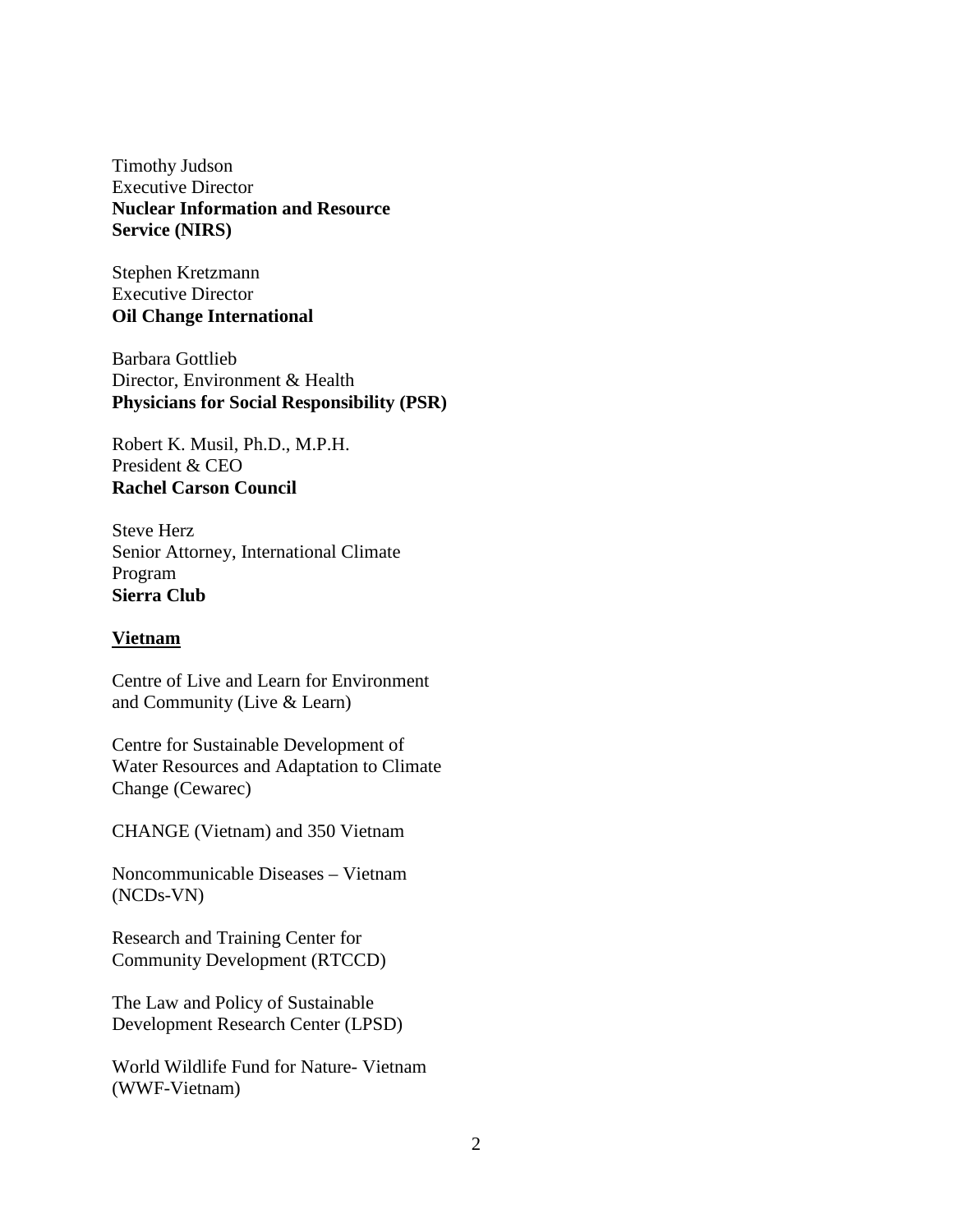Timothy Judson
Executive Director
**Nuclear Information and Resource Service (NIRS)**

Stephen Kretzmann
Executive Director
**Oil Change International**

Barbara Gottlieb
Director, Environment & Health
**Physicians for Social Responsibility (PSR)**

Robert K. Musil, Ph.D., M.P.H.
President & CEO
**Rachel Carson Council**

Steve Herz
Senior Attorney, International Climate Program
**Sierra Club**

**<u>Vietnam</u>**

Centre of Live and Learn for Environment and Community (Live & Learn)

Centre for Sustainable Development of Water Resources and Adaptation to Climate Change (Cewarec)

CHANGE (Vietnam) and 350 Vietnam

Noncommunicable Diseases – Vietnam (NCDs-VN)

Research and Training Center for Community Development (RTCCD)

The Law and Policy of Sustainable Development Research Center (LPSD)

World Wildlife Fund for Nature- Vietnam (WWF-Vietnam)